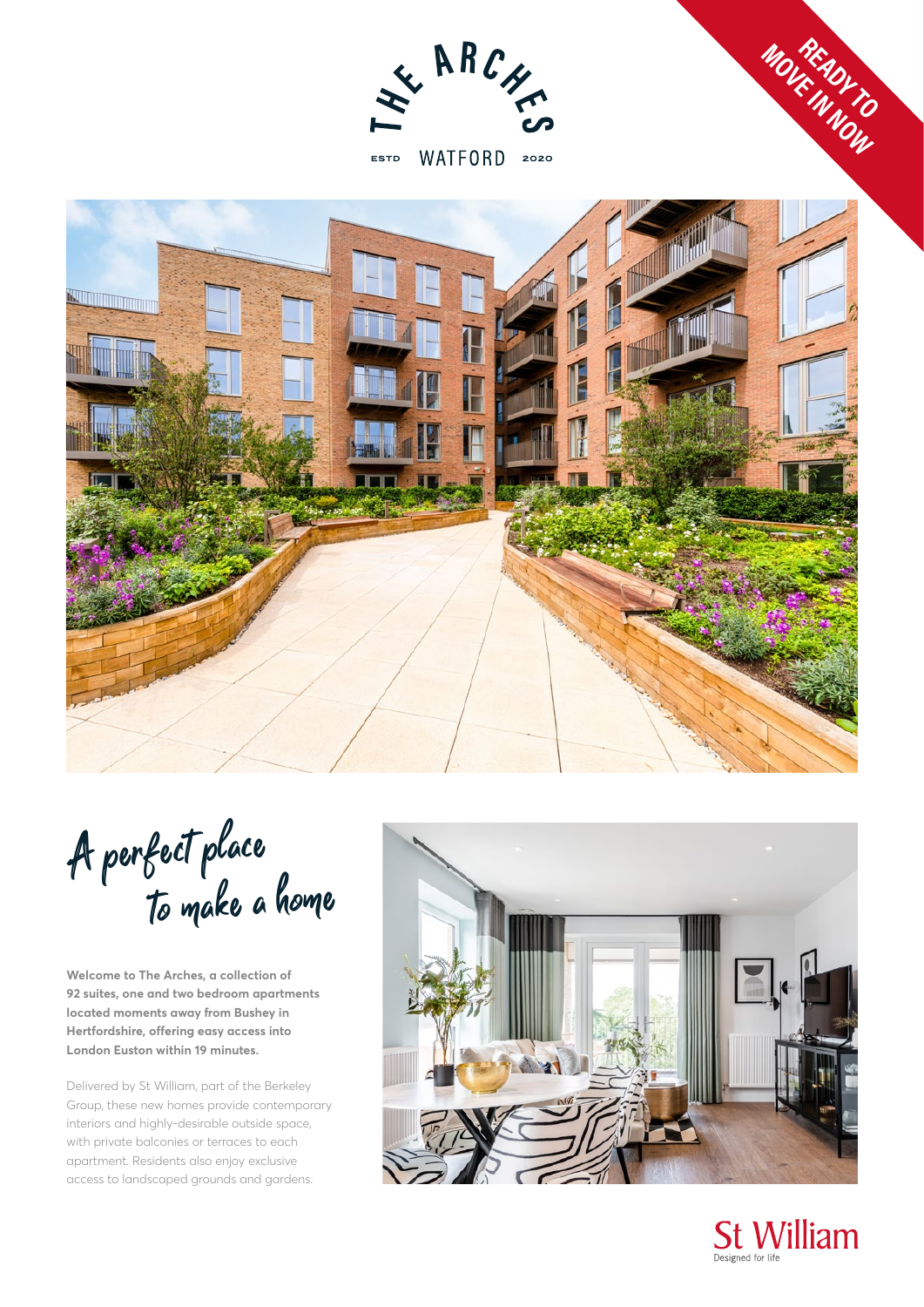THE ARCHES

ESTD WATFORD 2020

READY TO MOVE IN NOW

# A perfect place to make a home

**Welcome to The Arches, a collection of 92 suites, one and two bedroom apartments located moments away from Bushey in Hertfordshire, offering easy access into London Euston within 19 minutes.**

Delivered by St William, part of the Berkeley Group, these new homes provide contemporary interiors and highly-desirable outside space, with private balconies or terraces to each apartment. Residents also enjoy exclusive access to landscaped grounds and gardens.

St William
Designed for life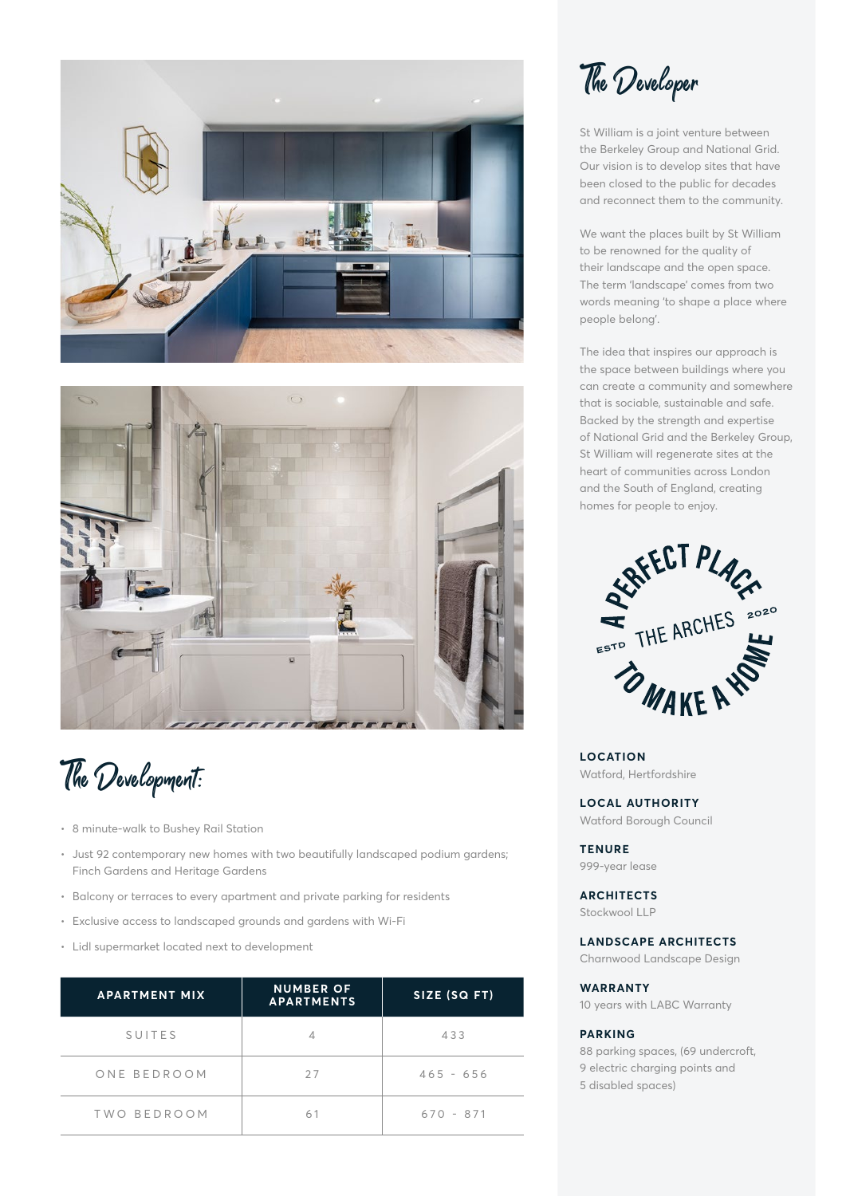## The Development:

- 8 minute-walk to Bushey Rail Station
- Just 92 contemporary new homes with two beautifully landscaped podium gardens; Finch Gardens and Heritage Gardens
- Balcony or terraces to every apartment and private parking for residents
- Exclusive access to landscaped grounds and gardens with Wi-Fi
- Lidl supermarket located next to development

| APARTMENT MIX | NUMBER OF APARTMENTS | SIZE (SQ FT) |
|---|---|---|
| SUITES | 4 | 433 |
| ONE BEDROOM | 27 | 465 - 656 |
| TWO BEDROOM | 61 | 670 - 871 |

## The Developer

St William is a joint venture between the Berkeley Group and National Grid. Our vision is to develop sites that have been closed to the public for decades and reconnect them to the community.

We want the places built by St William to be renowned for the quality of their landscape and the open space. The term 'landscape' comes from two words meaning 'to shape a place where people belong'.

The idea that inspires our approach is the space between buildings where you can create a community and somewhere that is sociable, sustainable and safe. Backed by the strength and expertise of National Grid and the Berkeley Group, St William will regenerate sites at the heart of communities across London and the South of England, creating homes for people to enjoy.

A PERFECT PLACE TO MAKE A HOME
THE ARCHES
ESTD 2020

**LOCATION**
Watford, Hertfordshire

**LOCAL AUTHORITY**
Watford Borough Council

**TENURE**
999-year lease

**ARCHITECTS**
Stockwool LLP

**LANDSCAPE ARCHITECTS**
Charnwood Landscape Design

**WARRANTY**
10 years with LABC Warranty

**PARKING**
88 parking spaces, (69 undercroft, 9 electric charging points and 5 disabled spaces)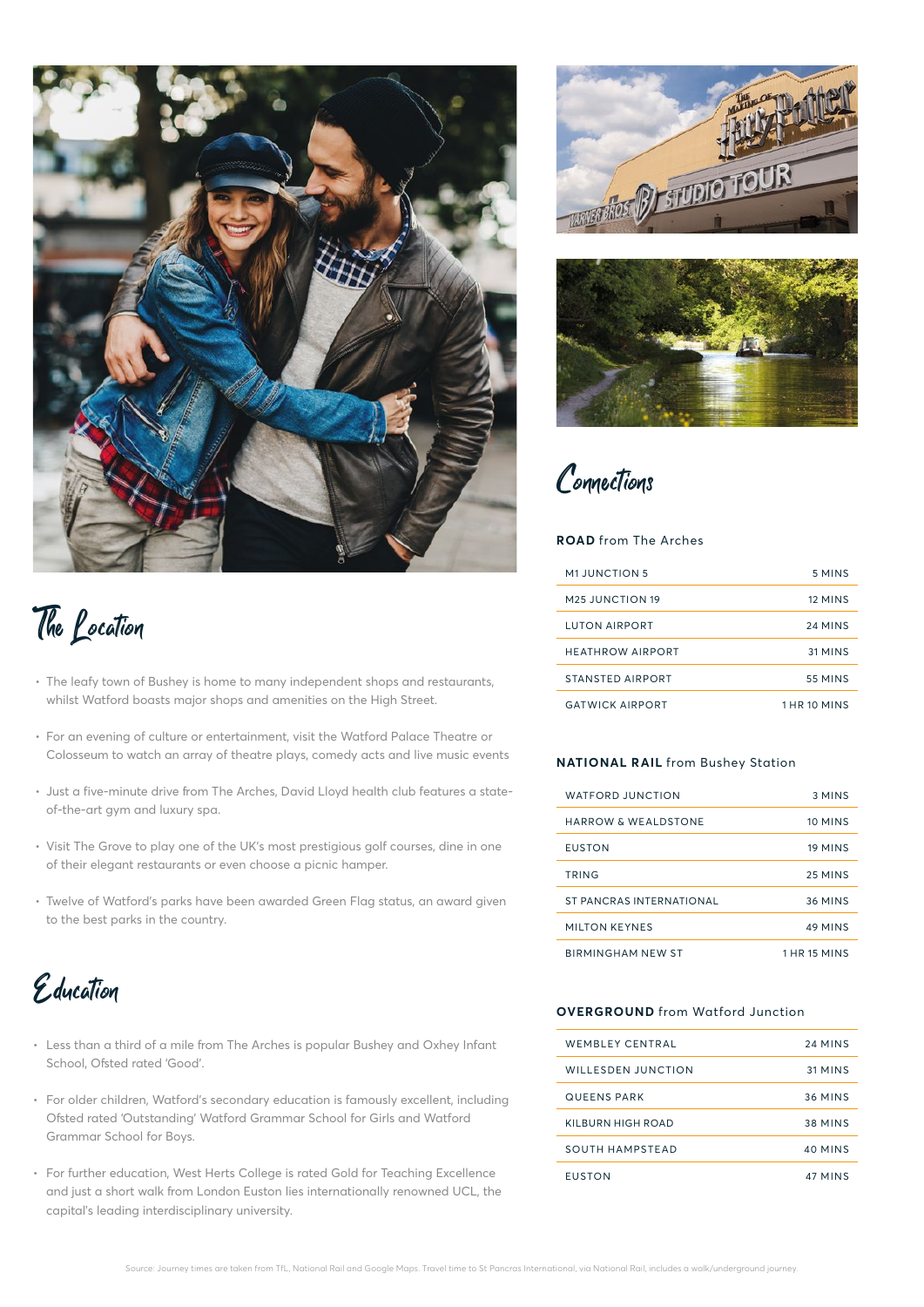## The Location

- The leafy town of Bushey is home to many independent shops and restaurants, whilst Watford boasts major shops and amenities on the High Street.
- For an evening of culture or entertainment, visit the Watford Palace Theatre or Colosseum to watch an array of theatre plays, comedy acts and live music events
- Just a five-minute drive from The Arches, David Lloyd health club features a state-of-the-art gym and luxury spa.
- Visit The Grove to play one of the UK's most prestigious golf courses, dine in one of their elegant restaurants or even choose a picnic hamper.
- Twelve of Watford's parks have been awarded Green Flag status, an award given to the best parks in the country.

## Education

- Less than a third of a mile from The Arches is popular Bushey and Oxhey Infant School, Ofsted rated 'Good'.
- For older children, Watford's secondary education is famously excellent, including Ofsted rated 'Outstanding' Watford Grammar School for Girls and Watford Grammar School for Boys.
- For further education, West Herts College is rated Gold for Teaching Excellence and just a short walk from London Euston lies internationally renowned UCL, the capital's leading interdisciplinary university.

## Connections

**ROAD** from The Arches

| | |
|---|---|
| M1 JUNCTION 5 | 5 MINS |
| M25 JUNCTION 19 | 12 MINS |
| LUTON AIRPORT | 24 MINS |
| HEATHROW AIRPORT | 31 MINS |
| STANSTED AIRPORT | 55 MINS |
| GATWICK AIRPORT | 1 HR 10 MINS |

**NATIONAL RAIL** from Bushey Station

| | |
|---|---|
| WATFORD JUNCTION | 3 MINS |
| HARROW & WEALDSTONE | 10 MINS |
| EUSTON | 19 MINS |
| TRING | 25 MINS |
| ST PANCRAS INTERNATIONAL | 36 MINS |
| MILTON KEYNES | 49 MINS |
| BIRMINGHAM NEW ST | 1 HR 15 MINS |

**OVERGROUND** from Watford Junction

| | |
|---|---|
| WEMBLEY CENTRAL | 24 MINS |
| WILLESDEN JUNCTION | 31 MINS |
| QUEENS PARK | 36 MINS |
| KILBURN HIGH ROAD | 38 MINS |
| SOUTH HAMPSTEAD | 40 MINS |
| EUSTON | 47 MINS |

Source: Journey times are taken from TfL, National Rail and Google Maps. Travel time to St Pancras International, via National Rail, includes a walk/underground journey.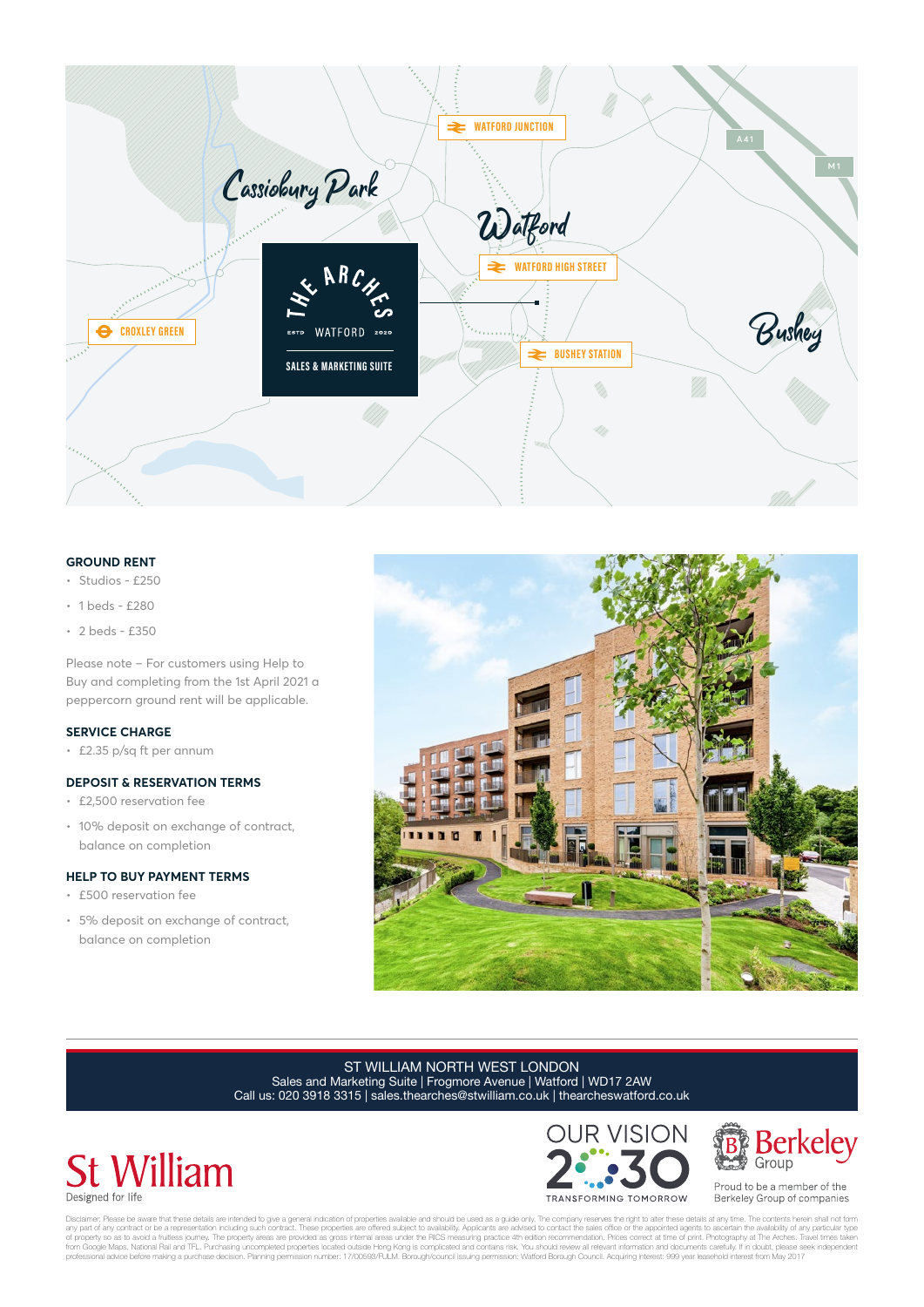Cassiobury Park

WATFORD JUNCTION

Watford

WATFORD HIGH STREET

CROXLEY GREEN

BUSHEY STATION

Bushey

A41

M1

THE ARCHES ESTD WATFORD 2020

SALES & MARKETING SUITE

### GROUND RENT

- Studios - £250
- 1 beds - £280
- 2 beds - £350

Please note – For customers using Help to Buy and completing from the 1st April 2021 a peppercorn ground rent will be applicable.

### SERVICE CHARGE

- £2.35 p/sq ft per annum

### DEPOSIT & RESERVATION TERMS

- £2,500 reservation fee
- 10% deposit on exchange of contract, balance on completion

### HELP TO BUY PAYMENT TERMS

- £500 reservation fee
- 5% deposit on exchange of contract, balance on completion

ST WILLIAM NORTH WEST LONDON
Sales and Marketing Suite | Frogmore Avenue | Watford | WD17 2AW
Call us: 020 3918 3315 | sales.thearches@stwilliam.co.uk | thearcheswatford.co.uk

St William
Designed for life

OUR VISION 2030
TRANSFORMING TOMORROW

Berkeley Group
Proud to be a member of the Berkeley Group of companies

Disclaimer: Please be aware that these details are intended to give a general indication of properties available and should be used as a guide only. The company reserves the right to alter these details at any time. The contents herein shall not form any part of any contract or be a representation including such contract. These properties are offered subject to availability. Applicants are advised to contact the sales office or the appointed agents to ascertain the availability of any particular type of property so as to avoid a fruitless journey. The property areas are provided as gross internal areas under the RICS measuring practice 4th edition recommendation. Prices correct at time of print. Photography at The Arches. Travel times taken from Google Maps, National Rail and TFL. Purchasing uncompleted properties located outside Hong Kong is complicated and contains risk. You should review all relevant information and documents carefully. If in doubt, please seek independent professional advice before making a purchase decision. Planning permission number: 17/00593/FULM. Borough/council issuing permission: Watford Borough Council. Acquiring interest: 999 year leasehold interest from May 2017